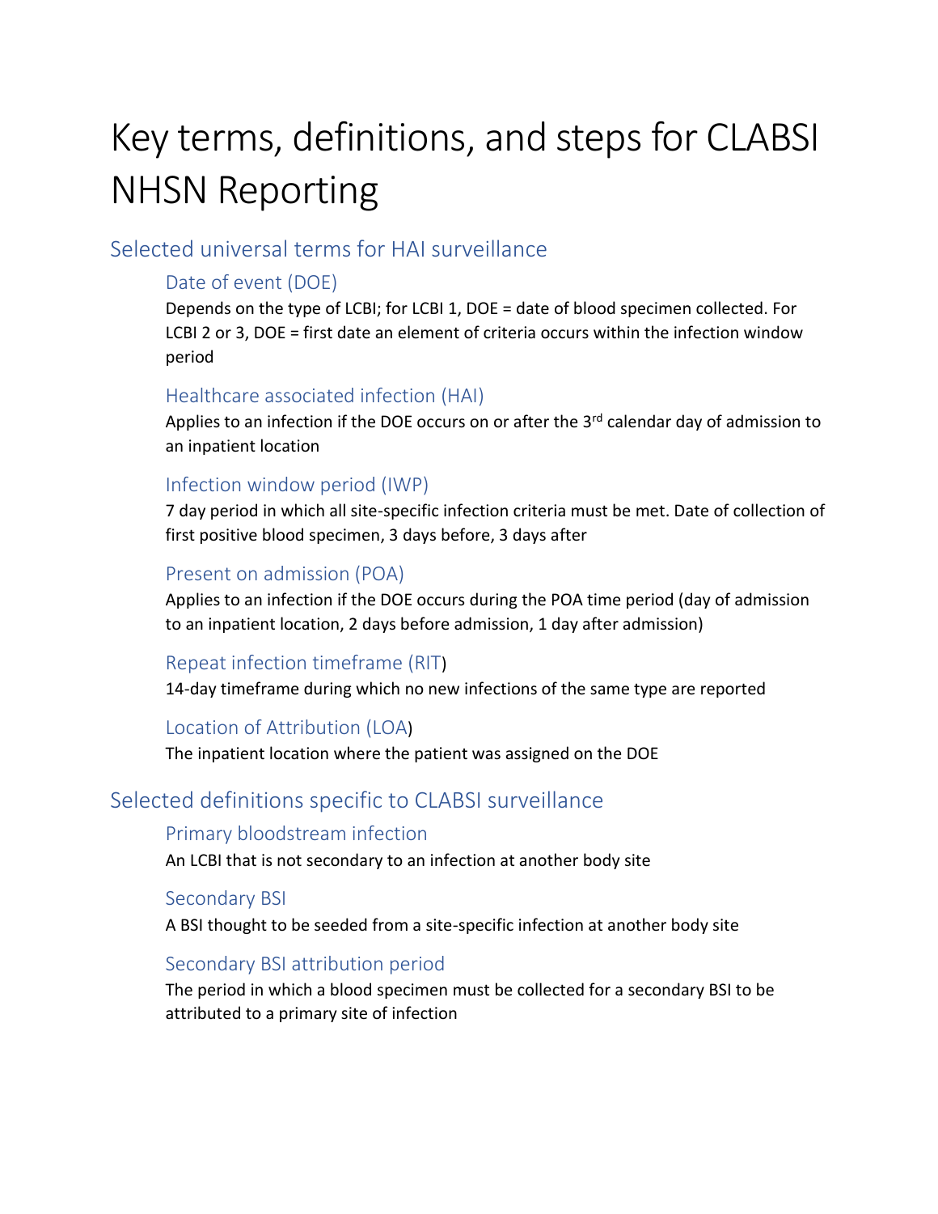# Key terms, definitions, and steps for CLABSI NHSN Reporting

## Selected universal terms for HAI surveillance

### Date of event (DOE)

Depends on the type of LCBI; for LCBI 1, DOE = date of blood specimen collected. For LCBI 2 or 3, DOE = first date an element of criteria occurs within the infection window period

### Healthcare associated infection (HAI)

Applies to an infection if the DOE occurs on or after the 3rd calendar day of admission to an inpatient location

### Infection window period (IWP)

7 day period in which all site-specific infection criteria must be met. Date of collection of first positive blood specimen, 3 days before, 3 days after

### Present on admission (POA)

Applies to an infection if the DOE occurs during the POA time period (day of admission to an inpatient location, 2 days before admission, 1 day after admission)

### Repeat infection timeframe (RIT)

14-day timeframe during which no new infections of the same type are reported

### Location of Attribution (LOA)

The inpatient location where the patient was assigned on the DOE

## Selected definitions specific to CLABSI surveillance

### Primary bloodstream infection

An LCBI that is not secondary to an infection at another body site

### Secondary BSI

A BSI thought to be seeded from a site-specific infection at another body site

### Secondary BSI attribution period

The period in which a blood specimen must be collected for a secondary BSI to be attributed to a primary site of infection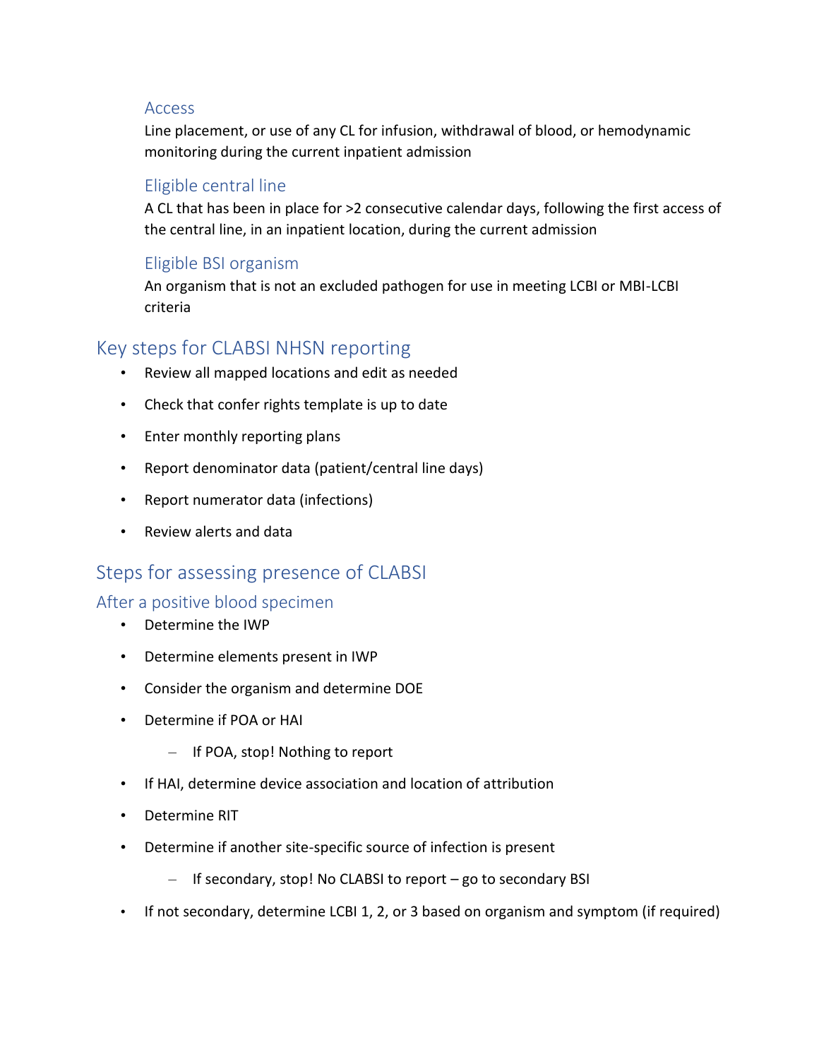### Access

Line placement, or use of any CL for infusion, withdrawal of blood, or hemodynamic monitoring during the current inpatient admission

### Eligible central line

A CL that has been in place for >2 consecutive calendar days, following the first access of the central line, in an inpatient location, during the current admission

### Eligible BSI organism

An organism that is not an excluded pathogen for use in meeting LCBI or MBI-LCBI criteria

## Key steps for CLABSI NHSN reporting

- Review all mapped locations and edit as needed
- Check that confer rights template is up to date
- Enter monthly reporting plans
- Report denominator data (patient/central line days)
- Report numerator data (infections)
- Review alerts and data

## Steps for assessing presence of CLABSI

### After a positive blood specimen

- Determine the IWP
- Determine elements present in IWP
- Consider the organism and determine DOE
- Determine if POA or HAI
  - If POA, stop! Nothing to report
- If HAI, determine device association and location of attribution
- Determine RIT
- Determine if another site-specific source of infection is present
  - If secondary, stop! No CLABSI to report – go to secondary BSI
- If not secondary, determine LCBI 1, 2, or 3 based on organism and symptom (if required)